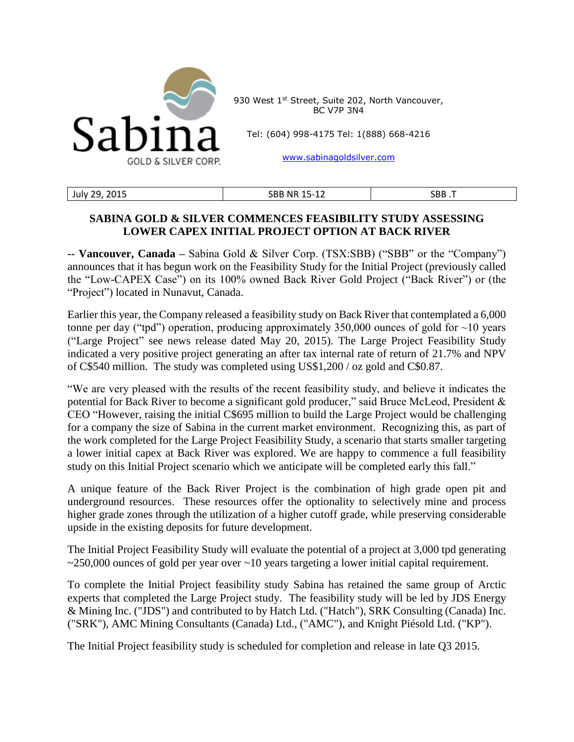Sabina GOLD & SILVER CORP.

930 West 1st Street, Suite 202, North Vancouver, BC V7P 3N4

Tel: (604) 998-4175 Tel: 1(888) 668-4216

www.sabinagoldsilver.com

| July 29, 2015 | SBB NR 15-12 | SBB .T |
|---|---|---|

# SABINA GOLD & SILVER COMMENCES FEASIBILITY STUDY ASSESSING LOWER CAPEX INITIAL PROJECT OPTION AT BACK RIVER

**-- Vancouver, Canada –** Sabina Gold & Silver Corp. (TSX:SBB) ("SBB" or the "Company") announces that it has begun work on the Feasibility Study for the Initial Project (previously called the "Low-CAPEX Case") on its 100% owned Back River Gold Project ("Back River") or (the "Project") located in Nunavut, Canada.

Earlier this year, the Company released a feasibility study on Back River that contemplated a 6,000 tonne per day ("tpd") operation, producing approximately 350,000 ounces of gold for ~10 years ("Large Project" see news release dated May 20, 2015). The Large Project Feasibility Study indicated a very positive project generating an after tax internal rate of return of 21.7% and NPV of C$540 million. The study was completed using US$1,200 / oz gold and C$0.87.

"We are very pleased with the results of the recent feasibility study, and believe it indicates the potential for Back River to become a significant gold producer," said Bruce McLeod, President & CEO "However, raising the initial C$695 million to build the Large Project would be challenging for a company the size of Sabina in the current market environment. Recognizing this, as part of the work completed for the Large Project Feasibility Study, a scenario that starts smaller targeting a lower initial capex at Back River was explored. We are happy to commence a full feasibility study on this Initial Project scenario which we anticipate will be completed early this fall."

A unique feature of the Back River Project is the combination of high grade open pit and underground resources. These resources offer the optionality to selectively mine and process higher grade zones through the utilization of a higher cutoff grade, while preserving considerable upside in the existing deposits for future development.

The Initial Project Feasibility Study will evaluate the potential of a project at 3,000 tpd generating ~250,000 ounces of gold per year over ~10 years targeting a lower initial capital requirement.

To complete the Initial Project feasibility study Sabina has retained the same group of Arctic experts that completed the Large Project study. The feasibility study will be led by JDS Energy & Mining Inc. ("JDS") and contributed to by Hatch Ltd. ("Hatch"), SRK Consulting (Canada) Inc. ("SRK"), AMC Mining Consultants (Canada) Ltd., ("AMC"), and Knight Piésold Ltd. ("KP").

The Initial Project feasibility study is scheduled for completion and release in late Q3 2015.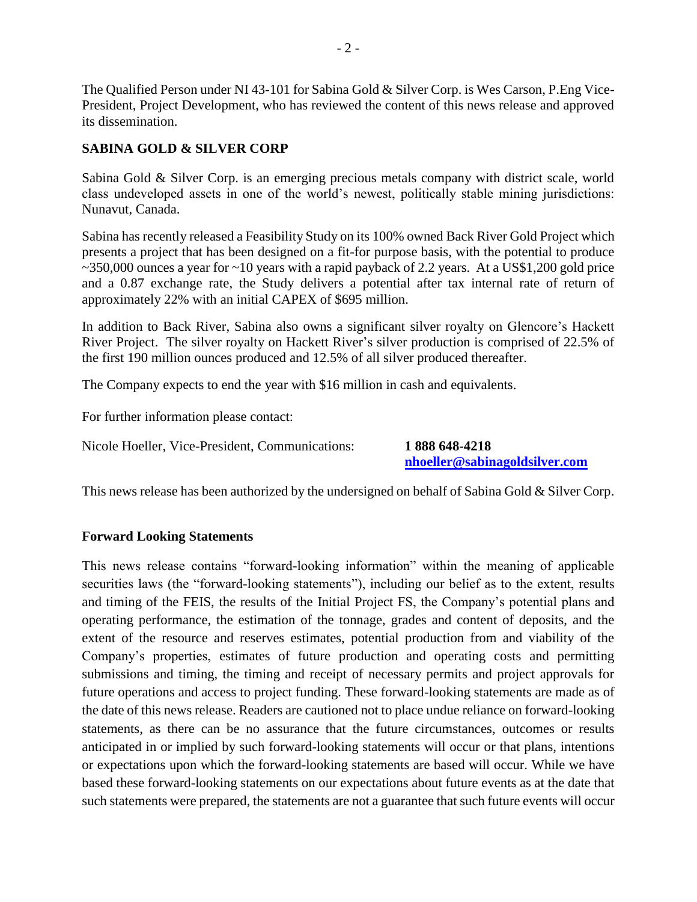The Qualified Person under NI 43-101 for Sabina Gold & Silver Corp. is Wes Carson, P.Eng Vice-President, Project Development, who has reviewed the content of this news release and approved its dissemination.

**SABINA GOLD & SILVER CORP**

Sabina Gold & Silver Corp. is an emerging precious metals company with district scale, world class undeveloped assets in one of the world's newest, politically stable mining jurisdictions: Nunavut, Canada.

Sabina has recently released a Feasibility Study on its 100% owned Back River Gold Project which presents a project that has been designed on a fit-for purpose basis, with the potential to produce ~350,000 ounces a year for ~10 years with a rapid payback of 2.2 years. At a US$1,200 gold price and a 0.87 exchange rate, the Study delivers a potential after tax internal rate of return of approximately 22% with an initial CAPEX of $695 million.

In addition to Back River, Sabina also owns a significant silver royalty on Glencore's Hackett River Project. The silver royalty on Hackett River's silver production is comprised of 22.5% of the first 190 million ounces produced and 12.5% of all silver produced thereafter.

The Company expects to end the year with $16 million in cash and equivalents.

For further information please contact:

Nicole Hoeller, Vice-President, Communications: **1 888 648-4218**
**nhoeller@sabinagoldsilver.com**

This news release has been authorized by the undersigned on behalf of Sabina Gold & Silver Corp.

**Forward Looking Statements**

This news release contains "forward-looking information" within the meaning of applicable securities laws (the "forward-looking statements"), including our belief as to the extent, results and timing of the FEIS, the results of the Initial Project FS, the Company's potential plans and operating performance, the estimation of the tonnage, grades and content of deposits, and the extent of the resource and reserves estimates, potential production from and viability of the Company's properties, estimates of future production and operating costs and permitting submissions and timing, the timing and receipt of necessary permits and project approvals for future operations and access to project funding. These forward-looking statements are made as of the date of this news release. Readers are cautioned not to place undue reliance on forward-looking statements, as there can be no assurance that the future circumstances, outcomes or results anticipated in or implied by such forward-looking statements will occur or that plans, intentions or expectations upon which the forward-looking statements are based will occur. While we have based these forward-looking statements on our expectations about future events as at the date that such statements were prepared, the statements are not a guarantee that such future events will occur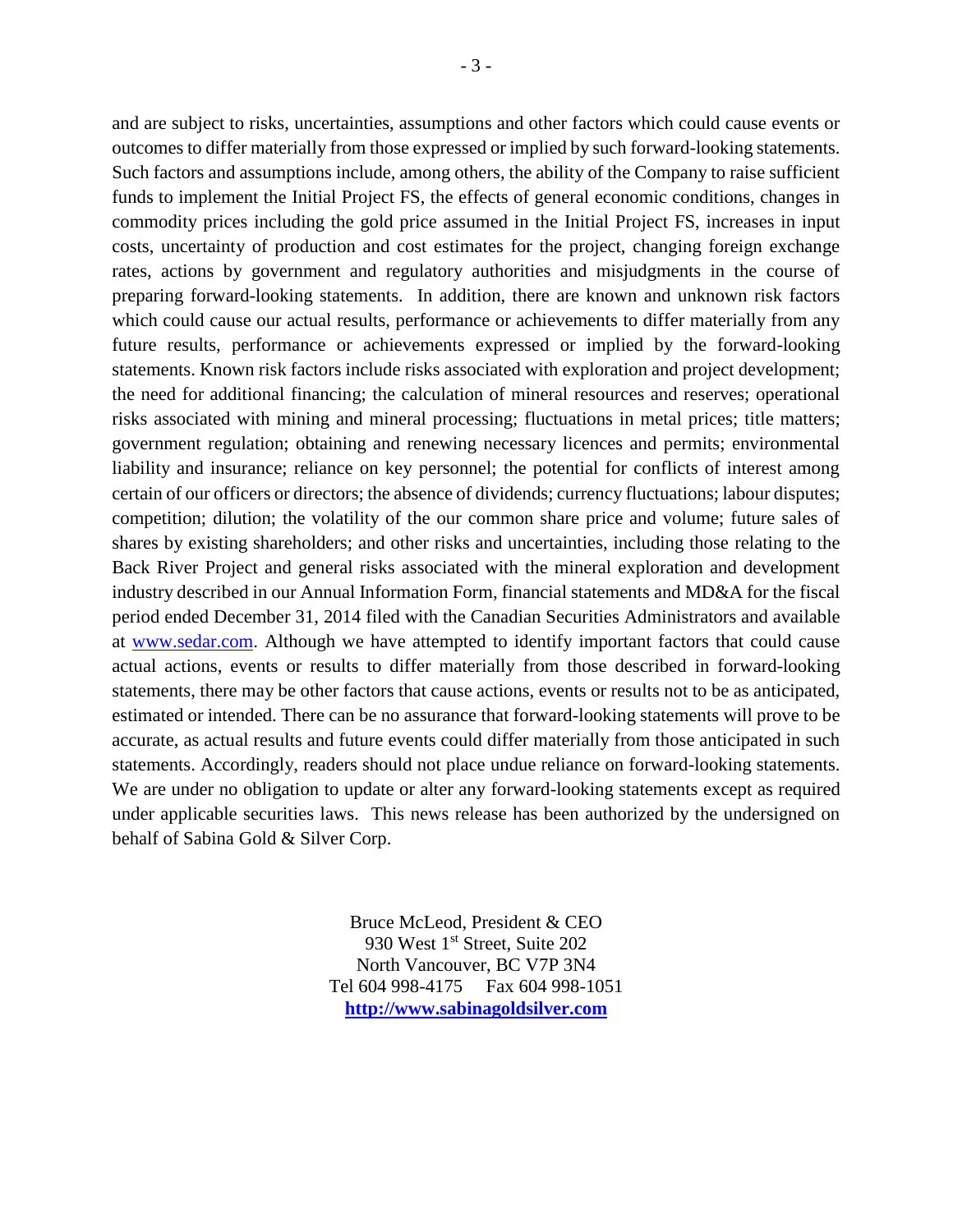and are subject to risks, uncertainties, assumptions and other factors which could cause events or outcomes to differ materially from those expressed or implied by such forward-looking statements. Such factors and assumptions include, among others, the ability of the Company to raise sufficient funds to implement the Initial Project FS, the effects of general economic conditions, changes in commodity prices including the gold price assumed in the Initial Project FS, increases in input costs, uncertainty of production and cost estimates for the project, changing foreign exchange rates, actions by government and regulatory authorities and misjudgments in the course of preparing forward-looking statements. In addition, there are known and unknown risk factors which could cause our actual results, performance or achievements to differ materially from any future results, performance or achievements expressed or implied by the forward-looking statements. Known risk factors include risks associated with exploration and project development; the need for additional financing; the calculation of mineral resources and reserves; operational risks associated with mining and mineral processing; fluctuations in metal prices; title matters; government regulation; obtaining and renewing necessary licences and permits; environmental liability and insurance; reliance on key personnel; the potential for conflicts of interest among certain of our officers or directors; the absence of dividends; currency fluctuations; labour disputes; competition; dilution; the volatility of the our common share price and volume; future sales of shares by existing shareholders; and other risks and uncertainties, including those relating to the Back River Project and general risks associated with the mineral exploration and development industry described in our Annual Information Form, financial statements and MD&A for the fiscal period ended December 31, 2014 filed with the Canadian Securities Administrators and available at [www.sedar.com](http://www.sedar.com). Although we have attempted to identify important factors that could cause actual actions, events or results to differ materially from those described in forward-looking statements, there may be other factors that cause actions, events or results not to be as anticipated, estimated or intended. There can be no assurance that forward-looking statements will prove to be accurate, as actual results and future events could differ materially from those anticipated in such statements. Accordingly, readers should not place undue reliance on forward-looking statements. We are under no obligation to update or alter any forward-looking statements except as required under applicable securities laws. This news release has been authorized by the undersigned on behalf of Sabina Gold & Silver Corp.

Bruce McLeod, President & CEO
930 West 1st Street, Suite 202
North Vancouver, BC V7P 3N4
Tel 604 998-4175 Fax 604 998-1051
**[http://www.sabinagoldsilver.com](http://www.sabinagoldsilver.com)**